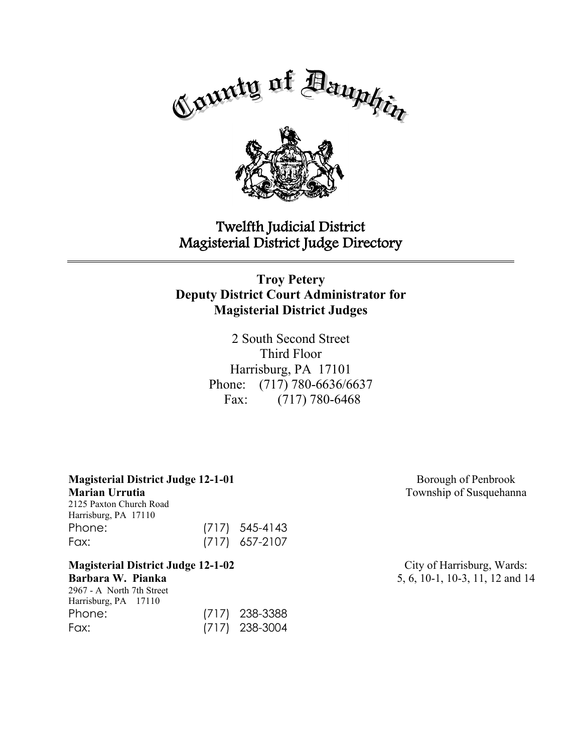# County of Dauphin

## Twelfth Judicial District
## Magisterial District Judge Directory

---

**Troy Petery**
**Deputy District Court Administrator for Magisterial District Judges**

2 South Second Street
Third Floor
Harrisburg, PA 17101
Phone: (717) 780-6636/6637
Fax: (717) 780-6468

**Magisterial District Judge 12-1-01**
**Marian Urrutia**
2125 Paxton Church Road
Harrisburg, PA 17110
Phone: (717) 545-4143
Fax: (717) 657-2107

Borough of Penbrook
Township of Susquehanna

**Magisterial District Judge 12-1-02**
**Barbara W. Pianka**
2967 - A North 7th Street
Harrisburg, PA 17110
Phone: (717) 238-3388
Fax: (717) 238-3004

City of Harrisburg, Wards:
5, 6, 10-1, 10-3, 11, 12 and 14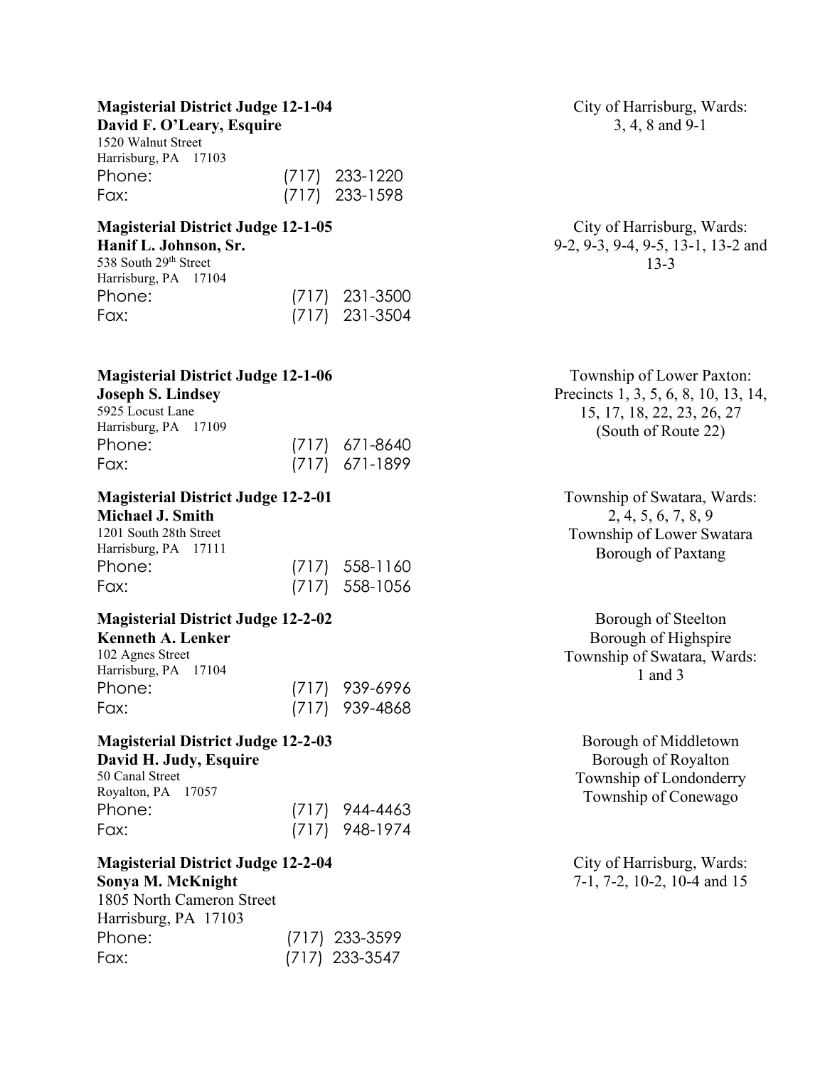**Magisterial District Judge 12-1-04**
**David F. O'Leary, Esquire**
1520 Walnut Street
Harrisburg, PA 17103
Phone: (717) 233-1220
Fax: (717) 233-1598

City of Harrisburg, Wards:
3, 4, 8 and 9-1

**Magisterial District Judge 12-1-05**
**Hanif L. Johnson, Sr.**
538 South 29th Street
Harrisburg, PA 17104
Phone: (717) 231-3500
Fax: (717) 231-3504

City of Harrisburg, Wards:
9-2, 9-3, 9-4, 9-5, 13-1, 13-2 and 13-3

**Magisterial District Judge 12-1-06**
**Joseph S. Lindsey**
5925 Locust Lane
Harrisburg, PA 17109
Phone: (717) 671-8640
Fax: (717) 671-1899

Township of Lower Paxton:
Precincts 1, 3, 5, 6, 8, 10, 13, 14, 15, 17, 18, 22, 23, 26, 27
(South of Route 22)

**Magisterial District Judge 12-2-01**
**Michael J. Smith**
1201 South 28th Street
Harrisburg, PA 17111
Phone: (717) 558-1160
Fax: (717) 558-1056

Township of Swatara, Wards:
2, 4, 5, 6, 7, 8, 9
Township of Lower Swatara
Borough of Paxtang

**Magisterial District Judge 12-2-02**
**Kenneth A. Lenker**
102 Agnes Street
Harrisburg, PA 17104
Phone: (717) 939-6996
Fax: (717) 939-4868

Borough of Steelton
Borough of Highspire
Township of Swatara, Wards:
1 and 3

**Magisterial District Judge 12-2-03**
**David H. Judy, Esquire**
50 Canal Street
Royalton, PA 17057
Phone: (717) 944-4463
Fax: (717) 948-1974

Borough of Middletown
Borough of Royalton
Township of Londonderry
Township of Conewago

**Magisterial District Judge 12-2-04**
**Sonya M. McKnight**
1805 North Cameron Street
Harrisburg, PA 17103
Phone: (717) 233-3599
Fax: (717) 233-3547

City of Harrisburg, Wards:
7-1, 7-2, 10-2, 10-4 and 15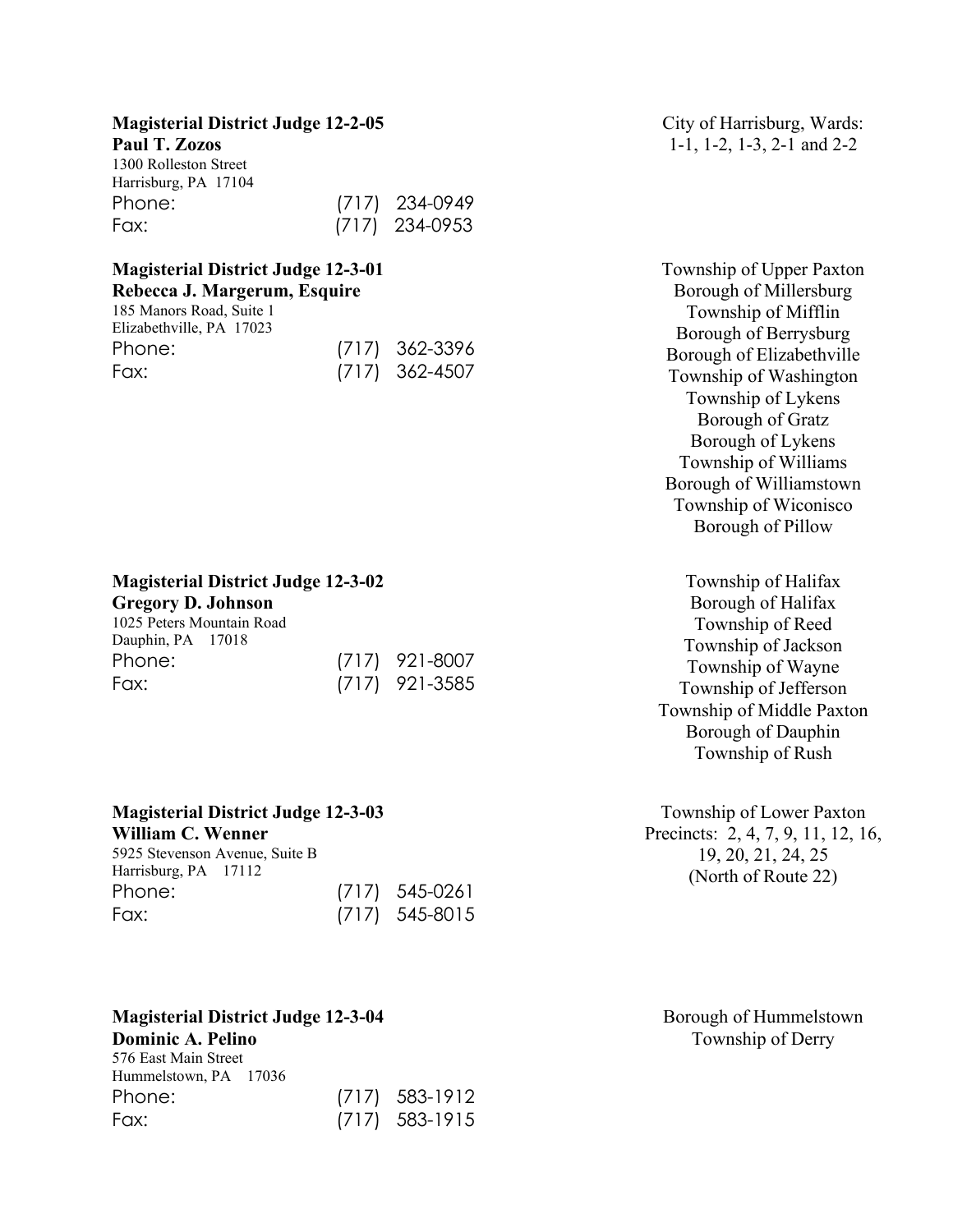**Magisterial District Judge 12-2-05**
**Paul T. Zozos**
1300 Rolleston Street
Harrisburg, PA 17104
Phone: (717) 234-0949
Fax: (717) 234-0953

City of Harrisburg, Wards:
1-1, 1-2, 1-3, 2-1 and 2-2

**Magisterial District Judge 12-3-01**
**Rebecca J. Margerum, Esquire**
185 Manors Road, Suite 1
Elizabethville, PA 17023
Phone: (717) 362-3396
Fax: (717) 362-4507

Township of Upper Paxton
Borough of Millersburg
Township of Mifflin
Borough of Berrysburg
Borough of Elizabethville
Township of Washington
Township of Lykens
Borough of Gratz
Borough of Lykens
Township of Williams
Borough of Williamstown
Township of Wiconisco
Borough of Pillow

**Magisterial District Judge 12-3-02**
**Gregory D. Johnson**
1025 Peters Mountain Road
Dauphin, PA 17018
Phone: (717) 921-8007
Fax: (717) 921-3585

Township of Halifax
Borough of Halifax
Township of Reed
Township of Jackson
Township of Wayne
Township of Jefferson
Township of Middle Paxton
Borough of Dauphin
Township of Rush

**Magisterial District Judge 12-3-03**
**William C. Wenner**
5925 Stevenson Avenue, Suite B
Harrisburg, PA 17112
Phone: (717) 545-0261
Fax: (717) 545-8015

Township of Lower Paxton
Precincts: 2, 4, 7, 9, 11, 12, 16, 19, 20, 21, 24, 25
(North of Route 22)

**Magisterial District Judge 12-3-04**
**Dominic A. Pelino**
576 East Main Street
Hummelstown, PA 17036
Phone: (717) 583-1912
Fax: (717) 583-1915

Borough of Hummelstown
Township of Derry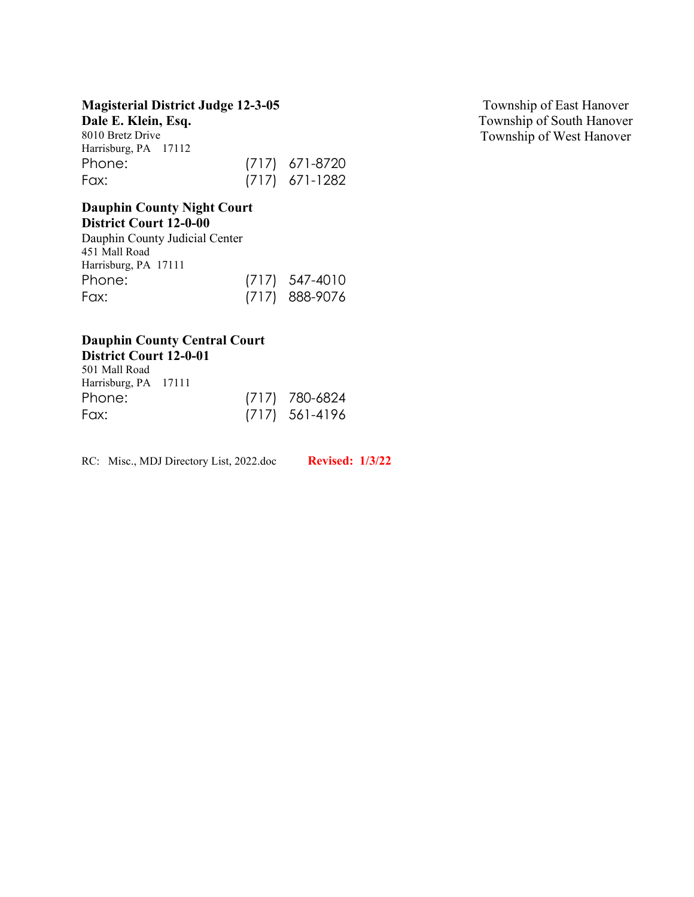**Magisterial District Judge 12-3-05**
**Dale E. Klein, Esq.**
8010 Bretz Drive
Harrisburg, PA 17112
Phone: (717) 671-8720
Fax: (717) 671-1282

Township of East Hanover
Township of South Hanover
Township of West Hanover

**Dauphin County Night Court**
**District Court 12-0-00**
Dauphin County Judicial Center
451 Mall Road
Harrisburg, PA 17111
Phone: (717) 547-4010
Fax: (717) 888-9076

**Dauphin County Central Court**
**District Court 12-0-01**
501 Mall Road
Harrisburg, PA 17111
Phone: (717) 780-6824
Fax: (717) 561-4196

RC: Misc., MDJ Directory List, 2022.doc **Revised: 1/3/22**